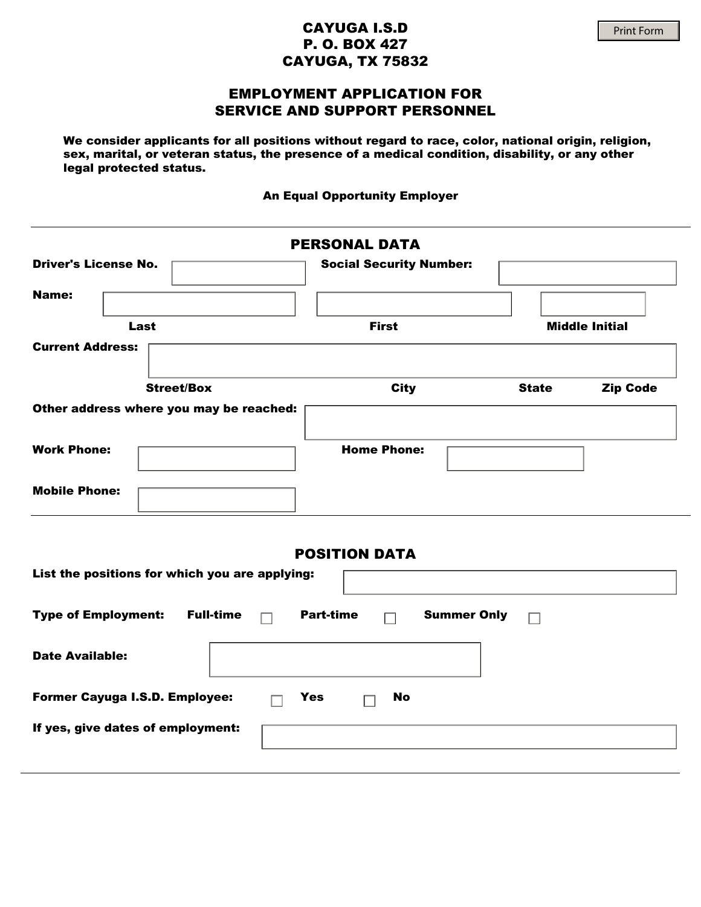# CAYUGA I.S.D
# P. O. BOX 427
# CAYUGA, TX 75832

Print Form

## EMPLOYMENT APPLICATION FOR SERVICE AND SUPPORT PERSONNEL

**We consider applicants for all positions without regard to race, color, national origin, religion, sex, marital, or veteran status, the presence of a medical condition, disability, or any other legal protected status.**

**An Equal Opportunity Employer**

---

## PERSONAL DATA

**Driver's License No.** ____________ **Social Security Number:** ____________

**Name:** ____________ ____________ ____________

**Last** **First** **Middle Initial**

**Current Address:** ____________

**Street/Box** **City** **State** **Zip Code**

**Other address where you may be reached:** ____________

**Work Phone:** ____________ **Home Phone:** ____________

**Mobile Phone:** ____________

---

## POSITION DATA

**List the positions for which you are applying:** ____________

**Type of Employment:** **Full-time** ☐ **Part-time** ☐ **Summer Only** ☐

**Date Available:** ____________

**Former Cayuga I.S.D. Employee:** ☐ **Yes** ☐ **No**

**If yes, give dates of employment:** ____________

---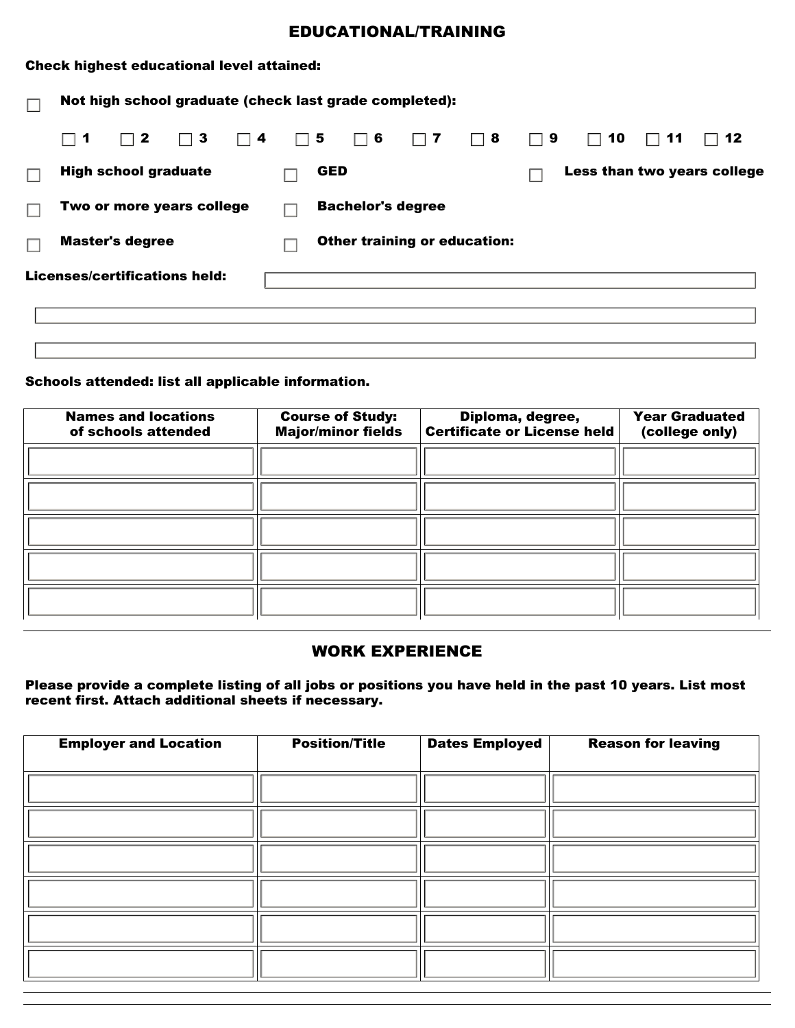## EDUCATIONAL/TRAINING

**Check highest educational level attained:**

- ☐ **Not high school graduate (check last grade completed):**
  - ☐ 1 ☐ 2 ☐ 3 ☐ 4 ☐ 5 ☐ 6 ☐ 7 ☐ 8 ☐ 9 ☐ 10 ☐ 11 ☐ 12
- ☐ **High school graduate**
- ☐ **GED**
- ☐ **Less than two years college**
- ☐ **Two or more years college**
- ☐ **Bachelor's degree**
- ☐ **Master's degree**
- ☐ **Other training or education:**

**Licenses/certifications held:** \_\_\_\_\_\_\_\_\_\_\_\_\_\_\_\_\_\_\_\_\_\_\_\_\_\_\_\_\_\_

\_\_\_\_\_\_\_\_\_\_\_\_\_\_\_\_\_\_\_\_\_\_\_\_\_\_\_\_\_\_\_\_\_\_\_\_\_\_\_\_\_\_\_\_\_\_\_\_\_\_\_\_\_\_\_\_

\_\_\_\_\_\_\_\_\_\_\_\_\_\_\_\_\_\_\_\_\_\_\_\_\_\_\_\_\_\_\_\_\_\_\_\_\_\_\_\_\_\_\_\_\_\_\_\_\_\_\_\_\_\_\_\_

**Schools attended: list all applicable information.**

| Names and locations of schools attended | Course of Study: Major/minor fields | Diploma, degree, Certificate or License held | Year Graduated (college only) |
| --- | --- | --- | --- |
| | | | |
| | | | |
| | | | |
| | | | |
| | | | |

## WORK EXPERIENCE

**Please provide a complete listing of all jobs or positions you have held in the past 10 years. List most recent first. Attach additional sheets if necessary.**

| Employer and Location | Position/Title | Dates Employed | Reason for leaving |
| --- | --- | --- | --- |
| | | | |
| | | | |
| | | | |
| | | | |
| | | | |
| | | | |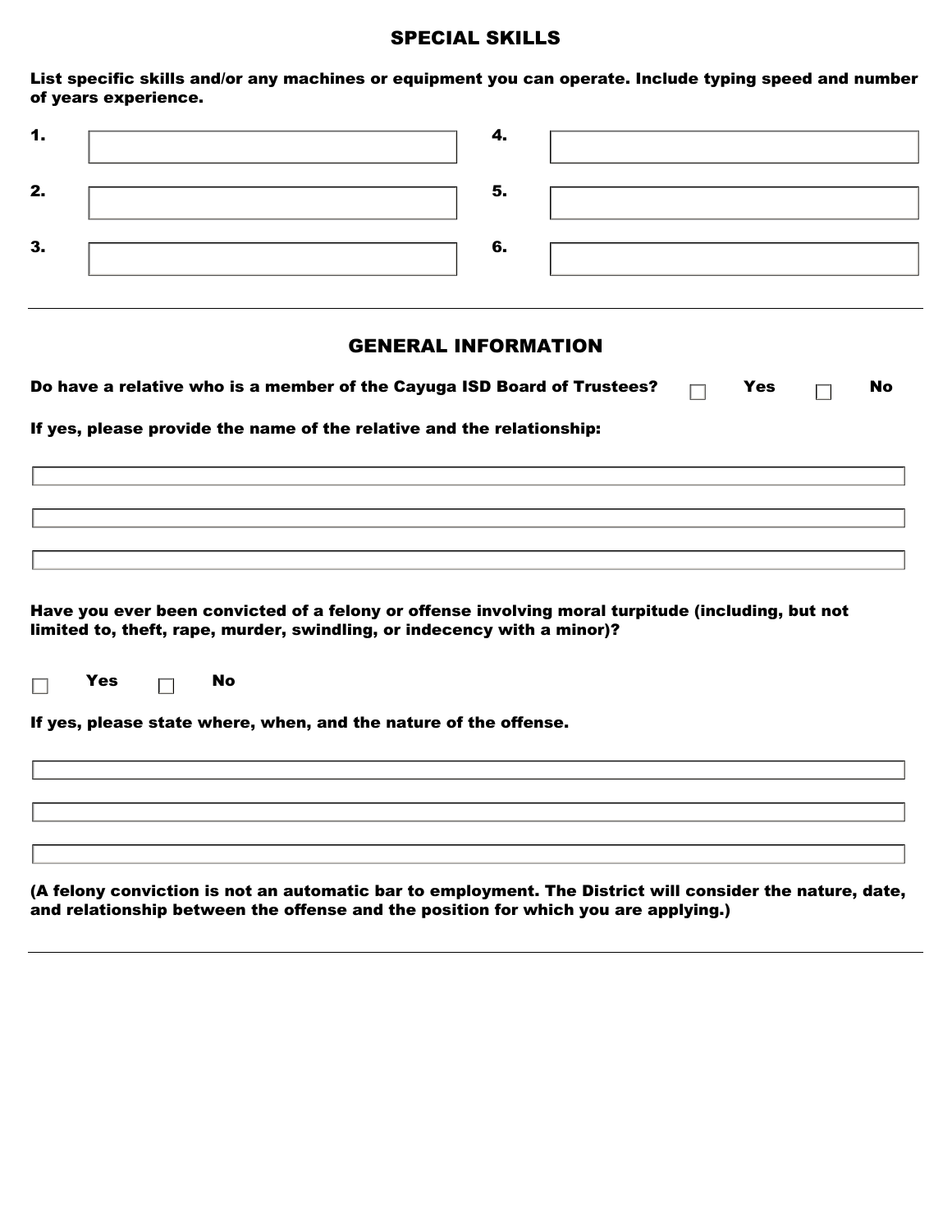## SPECIAL SKILLS

**List specific skills and/or any machines or equipment you can operate. Include typing speed and number of years experience.**

| | | | |
|---|---|---|---|
| **1.** | | **4.** | |
| **2.** | | **5.** | |
| **3.** | | **6.** | |

---

## GENERAL INFORMATION

**Do have a relative who is a member of the Cayuga ISD Board of Trustees?** ☐ **Yes** ☐ **No**

**If yes, please provide the name of the relative and the relationship:**

\_\_\_\_\_\_\_\_\_\_\_\_\_\_\_\_\_\_\_\_\_\_\_\_\_\_\_\_\_\_\_\_\_\_\_\_\_\_\_\_

\_\_\_\_\_\_\_\_\_\_\_\_\_\_\_\_\_\_\_\_\_\_\_\_\_\_\_\_\_\_\_\_\_\_\_\_\_\_\_\_

\_\_\_\_\_\_\_\_\_\_\_\_\_\_\_\_\_\_\_\_\_\_\_\_\_\_\_\_\_\_\_\_\_\_\_\_\_\_\_\_

**Have you ever been convicted of a felony or offense involving moral turpitude (including, but not limited to, theft, rape, murder, swindling, or indecency with a minor)?**

☐ **Yes** ☐ **No**

**If yes, please state where, when, and the nature of the offense.**

\_\_\_\_\_\_\_\_\_\_\_\_\_\_\_\_\_\_\_\_\_\_\_\_\_\_\_\_\_\_\_\_\_\_\_\_\_\_\_\_

\_\_\_\_\_\_\_\_\_\_\_\_\_\_\_\_\_\_\_\_\_\_\_\_\_\_\_\_\_\_\_\_\_\_\_\_\_\_\_\_

\_\_\_\_\_\_\_\_\_\_\_\_\_\_\_\_\_\_\_\_\_\_\_\_\_\_\_\_\_\_\_\_\_\_\_\_\_\_\_\_

**(A felony conviction is not an automatic bar to employment. The District will consider the nature, date, and relationship between the offense and the position for which you are applying.)**

---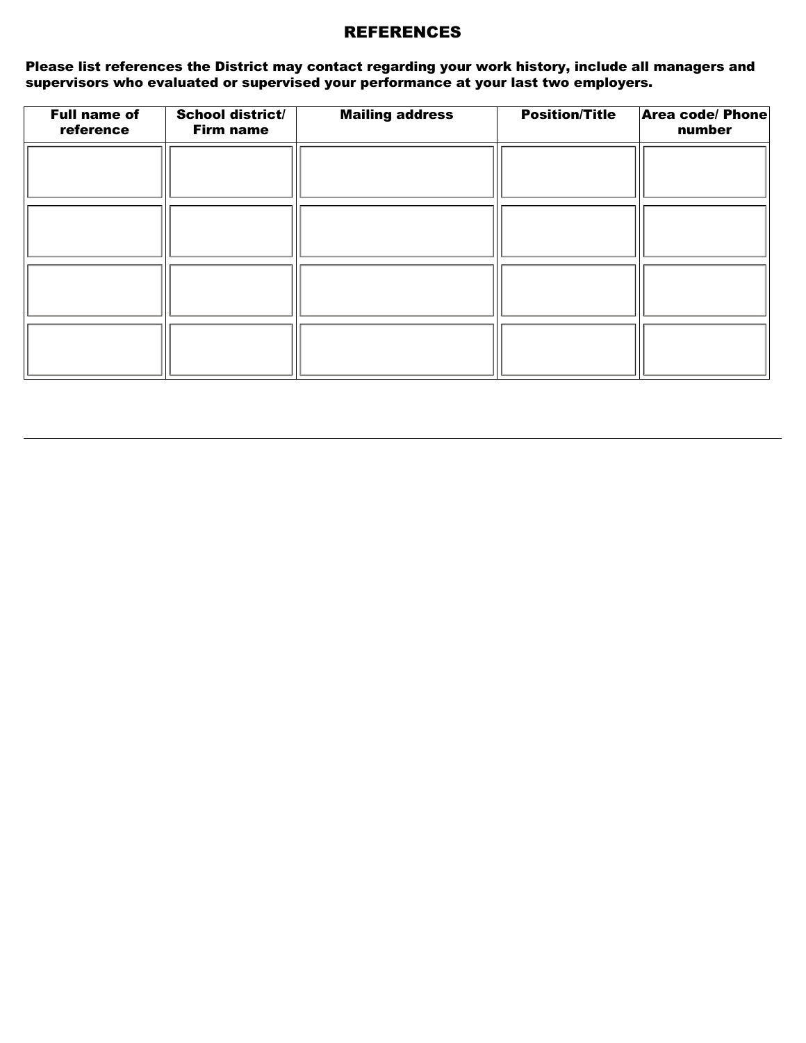# REFERENCES

**Please list references the District may contact regarding your work history, include all managers and supervisors who evaluated or supervised your performance at your last two employers.**

| Full name of reference | School district/ Firm name | Mailing address | Position/Title | Area code/ Phone number |
|---|---|---|---|---|
| | | | | |
| | | | | |
| | | | | |
| | | | | |

---